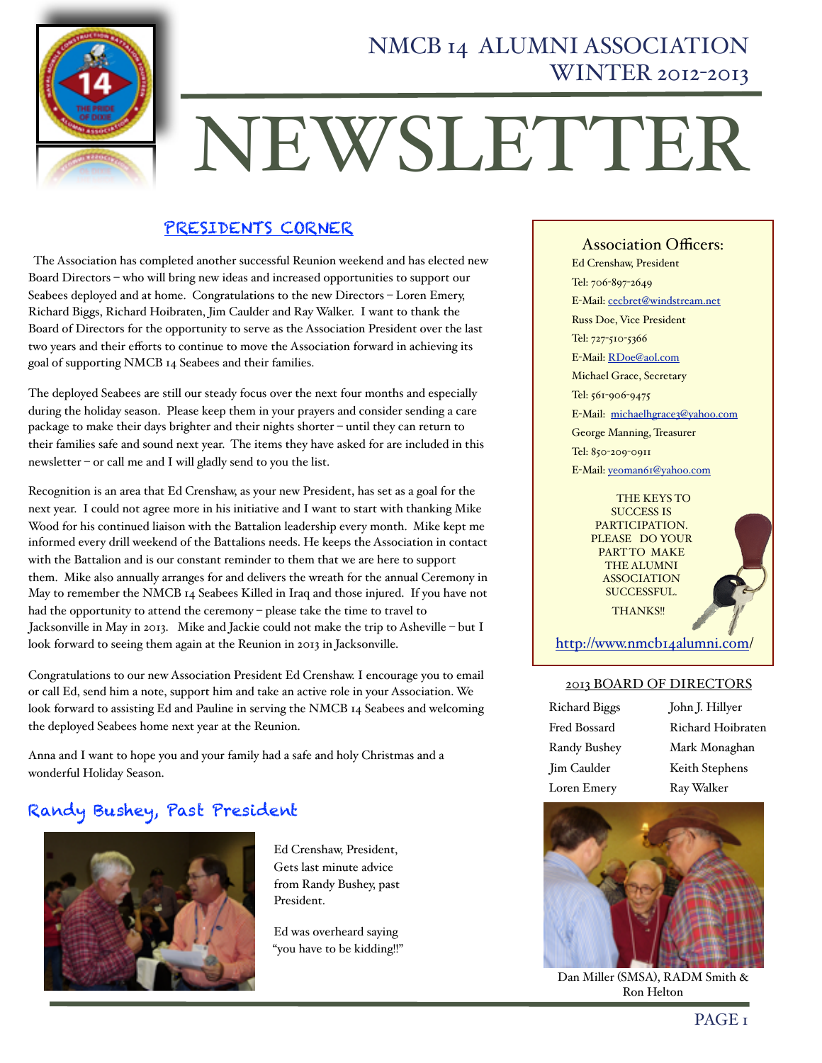# NMCB 14 ALUMNI ASSOCIATION WINTER 2012-2013

# NEWSLETTER

## PRESIDENTS CORNER

The Association has completed another successful Reunion weekend and has elected new Board Directors – who will bring new ideas and increased opportunities to support our Seabees deployed and at home. Congratulations to the new Directors – Loren Emery, Richard Biggs, Richard Hoibraten, Jim Caulder and Ray Walker. I want to thank the Board of Directors for the opportunity to serve as the Association President over the last two years and their efforts to continue to move the Association forward in achieving its goal of supporting NMCB 14 Seabees and their families.

The deployed Seabees are still our steady focus over the next four months and especially during the holiday season. Please keep them in your prayers and consider sending a care package to make their days brighter and their nights shorter – until they can return to their families safe and sound next year. The items they have asked for are included in this newsletter – or call me and I will gladly send to you the list.

Recognition is an area that Ed Crenshaw, as your new President, has set as a goal for the next year. I could not agree more in his initiative and I want to start with thanking Mike Wood for his continued liaison with the Battalion leadership every month. Mike kept me informed every drill weekend of the Battalions needs. He keeps the Association in contact with the Battalion and is our constant reminder to them that we are here to support them. Mike also annually arranges for and delivers the wreath for the annual Ceremony in May to remember the NMCB 14 Seabees Killed in Iraq and those injured. If you have not had the opportunity to attend the ceremony – please take the time to travel to Jacksonville in May in 2013. Mike and Jackie could not make the trip to Asheville – but I look forward to seeing them again at the Reunion in 2013 in Jacksonville.

Congratulations to our new Association President Ed Crenshaw. I encourage you to email or call Ed, send him a note, support him and take an active role in your Association. We look forward to assisting Ed and Pauline in serving the NMCB 14 Seabees and welcoming the deployed Seabees home next year at the Reunion.

Anna and I want to hope you and your family had a safe and holy Christmas and a wonderful Holiday Season.

## Randy Bushey, Past President

Ed Crenshaw, President, Gets last minute advice from Randy Bushey, past President.

Ed was overheard saying "you have to be kidding!!"

### Association Officers:

Ed Crenshaw, President
Tel: 706-897-2649
E-Mail: cecbret@windstream.net

Russ Doe, Vice President
Tel: 727-510-5366
E-Mail: RDoe@aol.com

Michael Grace, Secretary
Tel: 561-906-9475
E-Mail: michaelhgrace3@yahoo.com

George Manning, Treasurer
Tel: 850-209-0911
E-Mail: yeoman61@yahoo.com

THE KEYS TO SUCCESS IS PARTICIPATION. PLEASE DO YOUR PART TO MAKE THE ALUMNI ASSOCIATION SUCCESSFUL.

THANKS!!

http://www.nmcb14alumni.com/

### 2013 BOARD OF DIRECTORS

| | |
|---|---|
| Richard Biggs | John J. Hillyer |
| Fred Bossard | Richard Hoibraten |
| Randy Bushey | Mark Monaghan |
| Jim Caulder | Keith Stephens |
| Loren Emery | Ray Walker |

Dan Miller (SMSA), RADM Smith & Ron Helton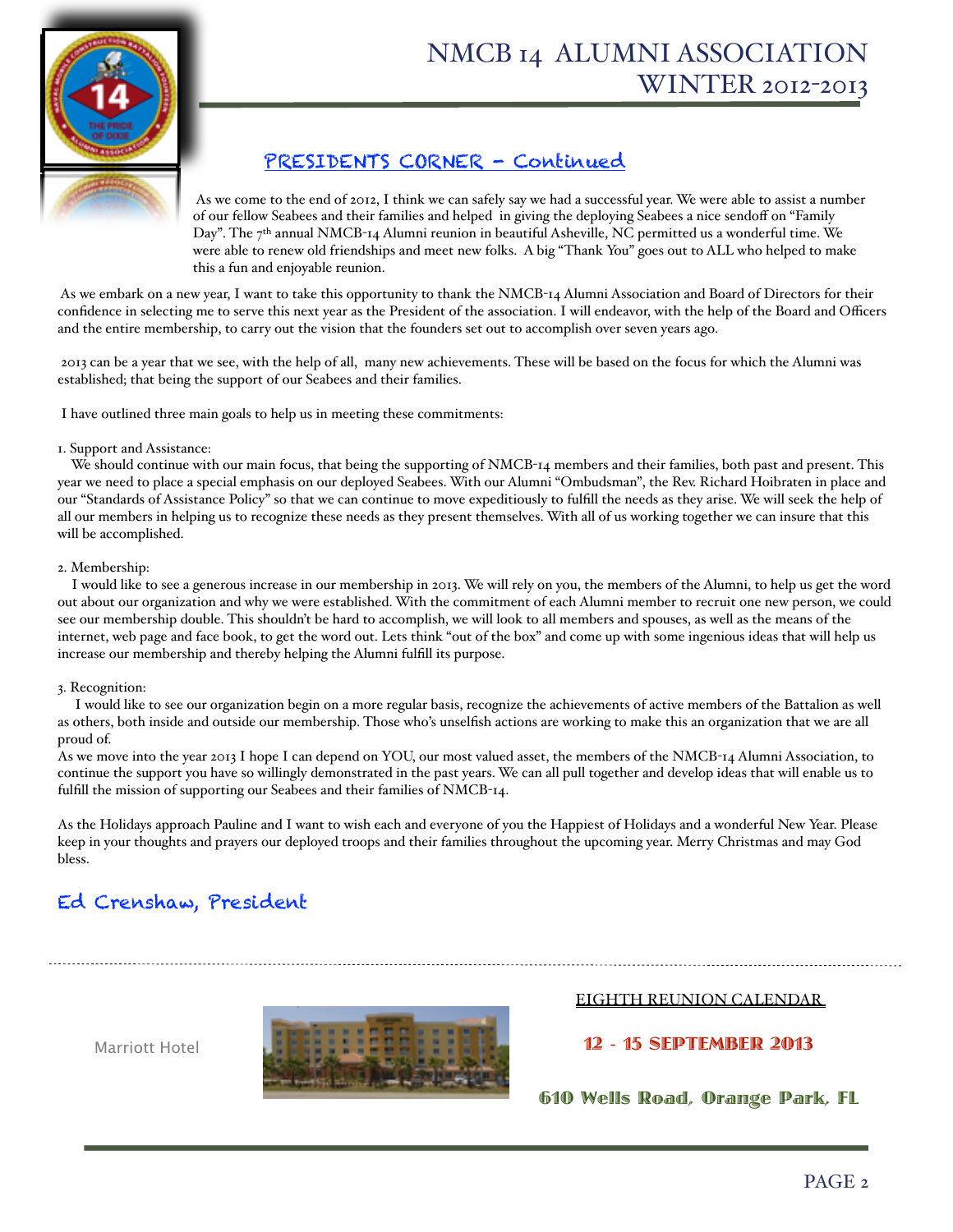# NMCB 14 ALUMNI ASSOCIATION WINTER 2012-2013

## PRESIDENTS CORNER - Continued

As we come to the end of 2012, I think we can safely say we had a successful year. We were able to assist a number of our fellow Seabees and their families and helped in giving the deploying Seabees a nice sendoff on "Family Day". The 7th annual NMCB-14 Alumni reunion in beautiful Asheville, NC permitted us a wonderful time. We were able to renew old friendships and meet new folks. A big "Thank You" goes out to ALL who helped to make this a fun and enjoyable reunion.

As we embark on a new year, I want to take this opportunity to thank the NMCB-14 Alumni Association and Board of Directors for their confidence in selecting me to serve this next year as the President of the association. I will endeavor, with the help of the Board and Officers and the entire membership, to carry out the vision that the founders set out to accomplish over seven years ago.

2013 can be a year that we see, with the help of all, many new achievements. These will be based on the focus for which the Alumni was established; that being the support of our Seabees and their families.

I have outlined three main goals to help us in meeting these commitments:

1. Support and Assistance:
We should continue with our main focus, that being the supporting of NMCB-14 members and their families, both past and present. This year we need to place a special emphasis on our deployed Seabees. With our Alumni "Ombudsman", the Rev. Richard Hoibraten in place and our "Standards of Assistance Policy" so that we can continue to move expeditiously to fulfill the needs as they arise. We will seek the help of all our members in helping us to recognize these needs as they present themselves. With all of us working together we can insure that this will be accomplished.

2. Membership:
I would like to see a generous increase in our membership in 2013. We will rely on you, the members of the Alumni, to help us get the word out about our organization and why we were established. With the commitment of each Alumni member to recruit one new person, we could see our membership double. This shouldn't be hard to accomplish, we will look to all members and spouses, as well as the means of the internet, web page and face book, to get the word out. Lets think "out of the box" and come up with some ingenious ideas that will help us increase our membership and thereby helping the Alumni fulfill its purpose.

3. Recognition:
I would like to see our organization begin on a more regular basis, recognize the achievements of active members of the Battalion as well as others, both inside and outside our membership. Those who's unselfish actions are working to make this an organization that we are all proud of.

As we move into the year 2013 I hope I can depend on YOU, our most valued asset, the members of the NMCB-14 Alumni Association, to continue the support you have so willingly demonstrated in the past years. We can all pull together and develop ideas that will enable us to fulfill the mission of supporting our Seabees and their families of NMCB-14.

As the Holidays approach Pauline and I want to wish each and everyone of you the Happiest of Holidays and a wonderful New Year. Please keep in your thoughts and prayers our deployed troops and their families throughout the upcoming year. Merry Christmas and may God bless.

**Ed Crenshaw, President**

---

Marriott Hotel

EIGHTH REUNION CALENDAR

**12 - 15 SEPTEMBER 2013**

**610 Wells Road, Orange Park, FL**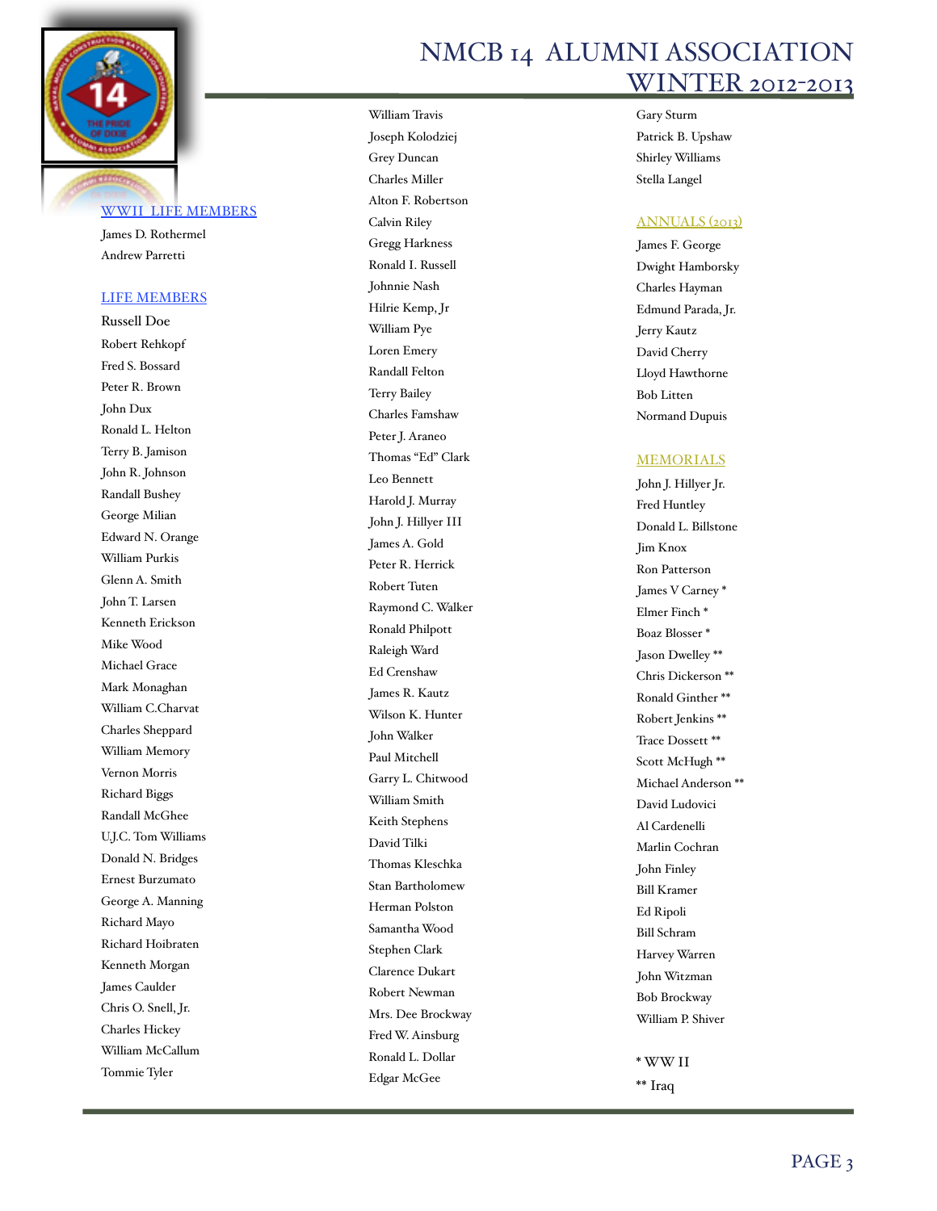## WWII LIFE MEMBERS

James D. Rothermel
Andrew Parretti

## LIFE MEMBERS

Russell Doe
Robert Rehkopf
Fred S. Bossard
Peter R. Brown
John Dux
Ronald L. Helton
Terry B. Jamison
John R. Johnson
Randall Bushey
George Milian
Edward N. Orange
William Purkis
Glenn A. Smith
John T. Larsen
Kenneth Erickson
Mike Wood
Michael Grace
Mark Monaghan
William C.Charvat
Charles Sheppard
William Memory
Vernon Morris
Richard Biggs
Randall McGhee
U.J.C. Tom Williams
Donald N. Bridges
Ernest Burzumato
George A. Manning
Richard Mayo
Richard Hoibraten
Kenneth Morgan
James Caulder
Chris O. Snell, Jr.
Charles Hickey
William McCallum
Tommie Tyler
William Travis
Joseph Kolodziej
Grey Duncan
Charles Miller
Alton F. Robertson
Calvin Riley
Gregg Harkness
Ronald I. Russell
Johnnie Nash
Hilrie Kemp, Jr
William Pye
Loren Emery
Randall Felton
Terry Bailey
Charles Famshaw
Peter J. Araneo
Thomas "Ed" Clark
Leo Bennett
Harold J. Murray
John J. Hillyer III
James A. Gold
Peter R. Herrick
Robert Tuten
Raymond C. Walker
Ronald Philpott
Raleigh Ward
Ed Crenshaw
James R. Kautz
Wilson K. Hunter
John Walker
Paul Mitchell
Garry L. Chitwood
William Smith
Keith Stephens
David Tilki
Thomas Kleschka
Stan Bartholomew
Herman Polston
Samantha Wood
Stephen Clark
Clarence Dukart
Robert Newman
Mrs. Dee Brockway
Fred W. Ainsburg
Ronald L. Dollar
Edgar McGee
Gary Sturm
Patrick B. Upshaw
Shirley Williams
Stella Langel

## ANNUALS (2013)

James F. George
Dwight Hamborsky
Charles Hayman
Edmund Parada, Jr.
Jerry Kautz
David Cherry
Lloyd Hawthorne
Bob Litten
Normand Dupuis

## MEMORIALS

John J. Hillyer Jr.
Fred Huntley
Donald L. Billstone
Jim Knox
Ron Patterson
James V Carney *
Elmer Finch *
Boaz Blosser *
Jason Dwelley **
Chris Dickerson **
Ronald Ginther **
Robert Jenkins **
Trace Dossett **
Scott McHugh **
Michael Anderson **
David Ludovici
Al Cardenelli
Marlin Cochran
John Finley
Bill Kramer
Ed Ripoli
Bill Schram
Harvey Warren
John Witzman
Bob Brockway
William P. Shiver

* WW II
** Iraq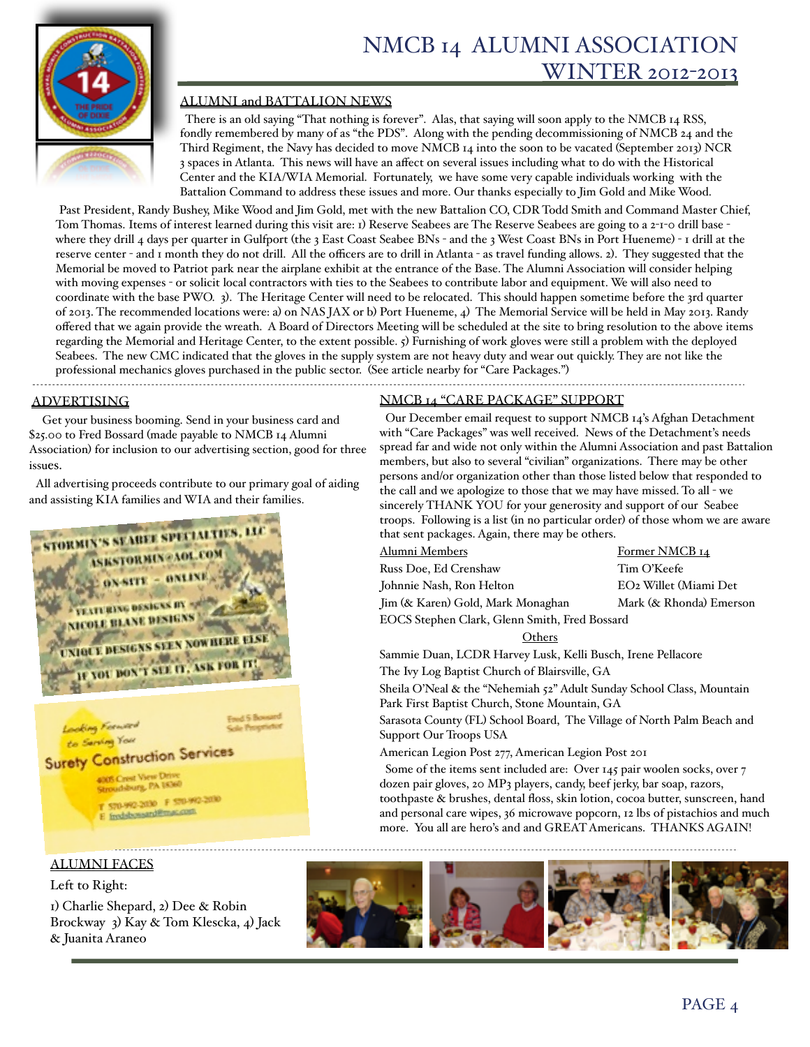# NMCB 14 ALUMNI ASSOCIATION WINTER 2012-2013

## ALUMNI and BATTALION NEWS

There is an old saying "That nothing is forever". Alas, that saying will soon apply to the NMCB 14 RSS, fondly remembered by many of as "the PDS". Along with the pending decommissioning of NMCB 24 and the Third Regiment, the Navy has decided to move NMCB 14 into the soon to be vacated (September 2013) NCR 3 spaces in Atlanta. This news will have an affect on several issues including what to do with the Historical Center and the KIA/WIA Memorial. Fortunately, we have some very capable individuals working with the Battalion Command to address these issues and more. Our thanks especially to Jim Gold and Mike Wood.

Past President, Randy Bushey, Mike Wood and Jim Gold, met with the new Battalion CO, CDR Todd Smith and Command Master Chief, Tom Thomas. Items of interest learned during this visit are: 1) Reserve Seabees are The Reserve Seabees are going to a 2-1-0 drill base - where they drill 4 days per quarter in Gulfport (the 3 East Coast Seabee BNs - and the 3 West Coast BNs in Port Hueneme) - 1 drill at the reserve center - and 1 month they do not drill. All the officers are to drill in Atlanta - as travel funding allows. 2). They suggested that the Memorial be moved to Patriot park near the airplane exhibit at the entrance of the Base. The Alumni Association will consider helping with moving expenses - or solicit local contractors with ties to the Seabees to contribute labor and equipment. We will also need to coordinate with the base PWO. 3). The Heritage Center will need to be relocated. This should happen sometime before the 3rd quarter of 2013. The recommended locations were: a) on NAS JAX or b) Port Hueneme, 4) The Memorial Service will be held in May 2013. Randy offered that we again provide the wreath. A Board of Directors Meeting will be scheduled at the site to bring resolution to the above items regarding the Memorial and Heritage Center, to the extent possible. 5) Furnishing of work gloves were still a problem with the deployed Seabees. The new CMC indicated that the gloves in the supply system are not heavy duty and wear out quickly. They are not like the professional mechanics gloves purchased in the public sector. (See article nearby for "Care Packages.")

## ADVERTISING

Get your business booming. Send in your business card and $25.00 to Fred Bossard (made payable to NMCB 14 Alumni Association) for inclusion to our advertising section, good for three issues.

All advertising proceeds contribute to our primary goal of aiding and assisting KIA families and WIA and their families.

STORMIN'S SEABEE SPECIALTIES, LLC
ASKSTORMIN@AOL.COM
ON-SITE - ONLINE
FEATURING DESIGNS BY NICOLE BLANE DESIGNS
UNIQUE DESIGNS SEEN NOWHERE ELSE
IF YOU DON'T SEE IT, ASK FOR IT!

Looking Forward to Serving You
Surety Construction Services
Fred S Bossard, Sole Proprietor
4005 Crest View Drive
Stroudsburg, PA 18360
T 570-992-2030 F 570-992-2030
E fredsbossard@mac.com

## NMCB 14 "CARE PACKAGE" SUPPORT

Our December email request to support NMCB 14's Afghan Detachment with "Care Packages" was well received. News of the Detachment's needs spread far and wide not only within the Alumni Association and past Battalion members, but also to several "civilian" organizations. There may be other persons and/or organization other than those listed below that responded to the call and we apologize to those that we may have missed. To all - we sincerely THANK YOU for your generosity and support of our Seabee troops. Following is a list (in no particular order) of those whom we are aware that sent packages. Again, there may be others.

| Alumni Members | Former NMCB 14 |
|---|---|
| Russ Doe, Ed Crenshaw | Tim O'Keefe |
| Johnnie Nash, Ron Helton | EO2 Willet (Miami Det |
| Jim (& Karen) Gold, Mark Monaghan | Mark (& Rhonda) Emerson |
| EOCS Stephen Clark, Glenn Smith, Fred Bossard | |

Others

Sammie Duan, LCDR Harvey Lusk, Kelli Busch, Irene Pellacore

The Ivy Log Baptist Church of Blairsville, GA

Sheila O'Neal & the "Nehemiah 52" Adult Sunday School Class, Mountain Park First Baptist Church, Stone Mountain, GA

Sarasota County (FL) School Board, The Village of North Palm Beach and Support Our Troops USA

American Legion Post 277, American Legion Post 201

Some of the items sent included are: Over 145 pair woolen socks, over 7 dozen pair gloves, 20 MP3 players, candy, beef jerky, bar soap, razors, toothpaste & brushes, dental floss, skin lotion, cocoa butter, sunscreen, hand and personal care wipes, 36 microwave popcorn, 12 lbs of pistachios and much more. You all are hero's and and GREAT Americans. THANKS AGAIN!

## ALUMNI FACES

Left to Right:

1) Charlie Shepard, 2) Dee & Robin Brockway 3) Kay & Tom Klescka, 4) Jack & Juanita Araneo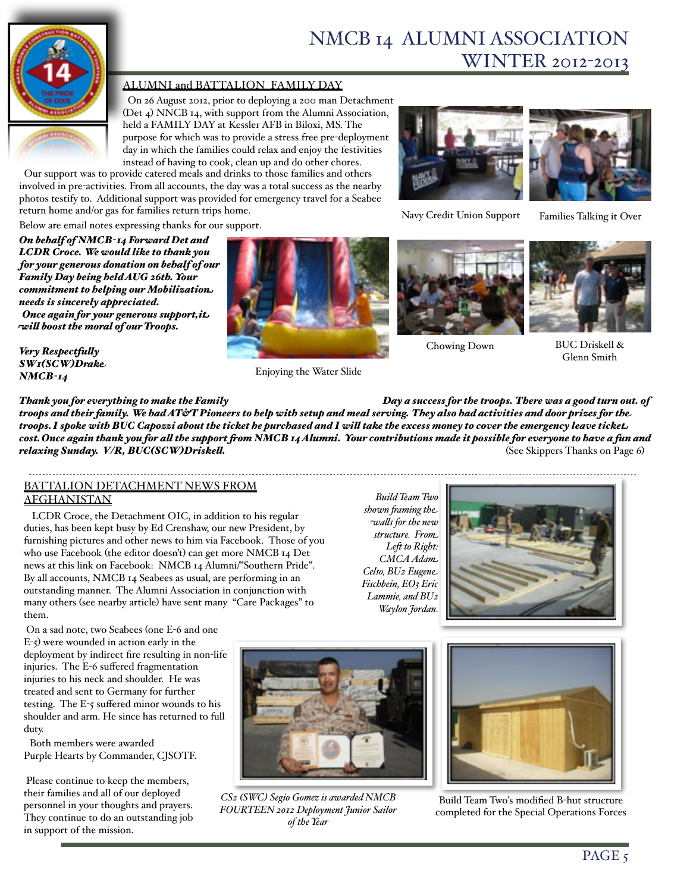# NMCB 14 ALUMNI ASSOCIATION WINTER 2012-2013

## ALUMNI and BATTALION FAMILY DAY

On 26 August 2012, prior to deploying a 200 man Detachment (Det 4) NNCB 14, with support from the Alumni Association, held a FAMILY DAY at Kessler AFB in Biloxi, MS. The purpose for which was to provide a stress free pre-deployment day in which the families could relax and enjoy the festivities instead of having to cook, clean up and do other chores.

Our support was to provide catered meals and drinks to those families and others involved in pre-activities. From all accounts, the day was a total success as the nearby photos testify to. Additional support was provided for emergency travel for a Seabee return home and/or gas for families return trips home.

Below are email notes expressing thanks for our support.

***On behalf of NMCB-14 Forward Det and LCDR Croce. We would like to thank you for your generous donation on behalf of our Family Day being held AUG 26th. Your commitment to helping our Mobilization needs is sincerely appreciated.***
***Once again for your generous support, it will boost the moral of our Troops.***

***Very Respectfully***
***SW1(SCW)Drake***
***NMCB-14***

Navy Credit Union Support

Families Talking it Over

Enjoying the Water Slide

Chowing Down

BUC Driskell & Glenn Smith

***Thank you for everything to make the Family Day a success for the troops. There was a good turn out. of troops and their family. We had AT&T Pioneers to help with setup and meal serving. They also had activities and door prizes for the troops. I spoke with BUC Capozzi about the ticket he purchased and I will take the excess money to cover the emergency leave ticket cost. Once again thank you for all the support from NMCB 14 Alumni. Your contributions made it possible for everyone to have a fun and relaxing Sunday. V/R, BUC(SCW)Driskell.*** (See Skippers Thanks on Page 6)

## BATTALION DETACHMENT NEWS FROM AFGHANISTAN

LCDR Croce, the Detachment OIC, in addition to his regular duties, has been kept busy by Ed Crenshaw, our new President, by furnishing pictures and other news to him via Facebook. Those of you who use Facebook (the editor doesn't) can get more NMCB 14 Det news at this link on Facebook: NMCB 14 Alumni/"Southern Pride". By all accounts, NMCB 14 Seabees as usual, are performing in an outstanding manner. The Alumni Association in conjunction with many others (see nearby article) have sent many "Care Packages" to them.

On a sad note, two Seabees (one E-6 and one E-5) were wounded in action early in the deployment by indirect fire resulting in non-life injuries. The E-6 suffered fragmentation injuries to his neck and shoulder. He was treated and sent to Germany for further testing. The E-5 suffered minor wounds to his shoulder and arm. He since has returned to full duty.

Both members were awarded Purple Hearts by Commander, CJSOTF.

Please continue to keep the members, their families and all of our deployed personnel in your thoughts and prayers. They continue to do an outstanding job in support of the mission.

*Build Team Two shown framing the walls for the new structure. From Left to Right: CMCA Adam Celso, BU2 Eugene Fischbein, EO3 Eric Lammie, and BU2 Waylon Jordan.*

*CS2 (SWC) Segio Gomez is awarded NMCB FOURTEEN 2012 Deployment Junior Sailor of the Year*

Build Team Two's modified B-hut structure completed for the Special Operations Forces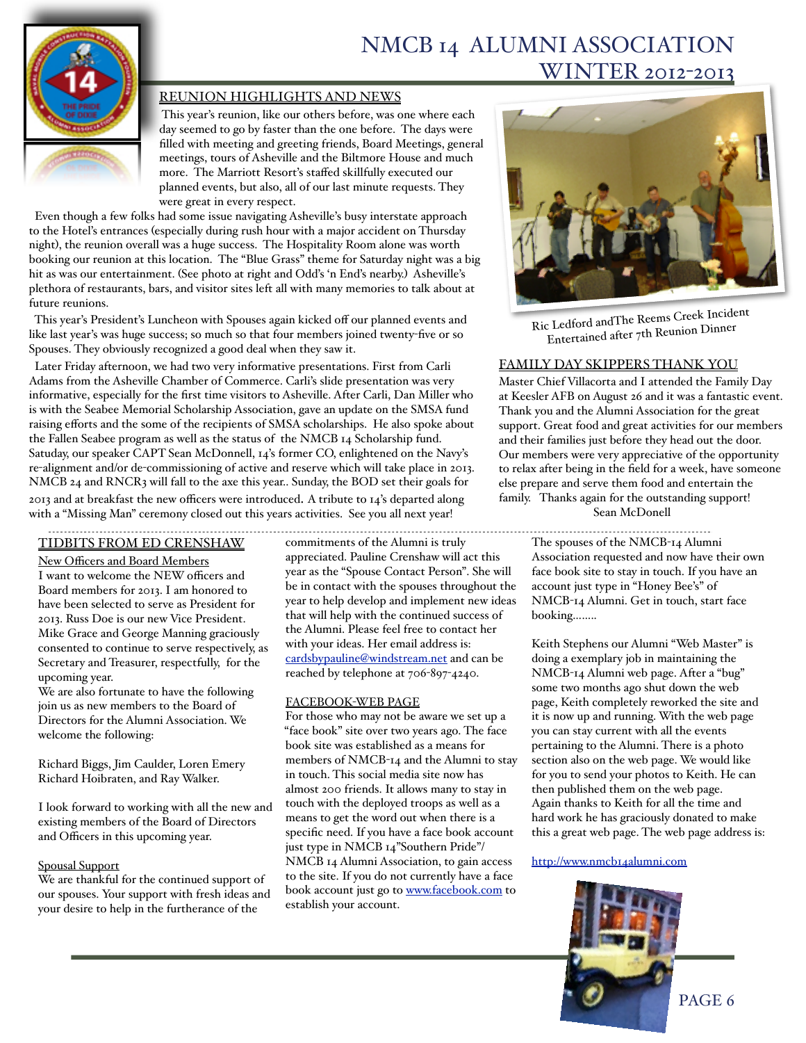# NMCB 14 ALUMNI ASSOCIATION
## WINTER 2012-2013

### REUNION HIGHLIGHTS AND NEWS

This year's reunion, like our others before, was one where each day seemed to go by faster than the one before. The days were filled with meeting and greeting friends, Board Meetings, general meetings, tours of Asheville and the Biltmore House and much more. The Marriott Resort's staffed skillfully executed our planned events, but also, all of our last minute requests. They were great in every respect.

Even though a few folks had some issue navigating Asheville's busy interstate approach to the Hotel's entrances (especially during rush hour with a major accident on Thursday night), the reunion overall was a huge success. The Hospitality Room alone was worth booking our reunion at this location. The "Blue Grass" theme for Saturday night was a big hit as was our entertainment. (See photo at right and Odd's 'n End's nearby.) Asheville's plethora of restaurants, bars, and visitor sites left all with many memories to talk about at future reunions.

This year's President's Luncheon with Spouses again kicked off our planned events and like last year's was huge success; so much so that four members joined twenty-five or so Spouses. They obviously recognized a good deal when they saw it.

Later Friday afternoon, we had two very informative presentations. First from Carli Adams from the Asheville Chamber of Commerce. Carli's slide presentation was very informative, especially for the first time visitors to Asheville. After Carli, Dan Miller who is with the Seabee Memorial Scholarship Association, gave an update on the SMSA fund raising efforts and the some of the recipients of SMSA scholarships. He also spoke about the Fallen Seabee program as well as the status of the NMCB 14 Scholarship fund. Satuday, our speaker CAPT Sean McDonnell, 14's former CO, enlightened on the Navy's re-alignment and/or de-commissioning of active and reserve which will take place in 2013. NMCB 24 and RNCR3 will fall to the axe this year.. Sunday, the BOD set their goals for 2013 and at breakfast the new officers were introduced. A tribute to 14's departed along with a "Missing Man" ceremony closed out this years activities. See you all next year!

Ric Ledford andThe Reems Creek Incident Entertained after 7th Reunion Dinner

### FAMILY DAY SKIPPERS THANK YOU

Master Chief Villacorta and I attended the Family Day at Keesler AFB on August 26 and it was a fantastic event. Thank you and the Alumni Association for the great support. Great food and great activities for our members and their families just before they head out the door. Our members were very appreciative of the opportunity to relax after being in the field for a week, have someone else prepare and serve them food and entertain the family. Thanks again for the outstanding support!

Sean McDonell

---

### TIDBITS FROM ED CRENSHAW

#### New Officers and Board Members

I want to welcome the NEW officers and Board members for 2013. I am honored to have been selected to serve as President for 2013. Russ Doe is our new Vice President. Mike Grace and George Manning graciously consented to continue to serve respectively, as Secretary and Treasurer, respectfully, for the upcoming year.

We are also fortunate to have the following join us as new members to the Board of Directors for the Alumni Association. We welcome the following:

Richard Biggs, Jim Caulder, Loren Emery Richard Hoibraten, and Ray Walker.

I look forward to working with all the new and existing members of the Board of Directors and Officers in this upcoming year.

#### Spousal Support

We are thankful for the continued support of our spouses. Your support with fresh ideas and your desire to help in the furtherance of the commitments of the Alumni is truly appreciated. Pauline Crenshaw will act this year as the "Spouse Contact Person". She will be in contact with the spouses throughout the year to help develop and implement new ideas that will help with the continued success of the Alumni. Please feel free to contact her with your ideas. Her email address is: cardsbypauline@windstream.net and can be reached by telephone at 706-897-4240.

#### FACEBOOK-WEB PAGE

For those who may not be aware we set up a "face book" site over two years ago. The face book site was established as a means for members of NMCB-14 and the Alumni to stay in touch. This social media site now has almost 200 friends. It allows many to stay in touch with the deployed troops as well as a means to get the word out when there is a specific need. If you have a face book account just type in NMCB 14"Southern Pride"/ NMCB 14 Alumni Association, to gain access to the site. If you do not currently have a face book account just go to www.facebook.com to establish your account.

The spouses of the NMCB-14 Alumni Association requested and now have their own face book site to stay in touch. If you have an account just type in "Honey Bee's" of NMCB-14 Alumni. Get in touch, start face booking........

Keith Stephens our Alumni "Web Master" is doing a exemplary job in maintaining the NMCB-14 Alumni web page. After a "bug" some two months ago shut down the web page, Keith completely reworked the site and it is now up and running. With the web page you can stay current with all the events pertaining to the Alumni. There is a photo section also on the web page. We would like for you to send your photos to Keith. He can then published them on the web page. Again thanks to Keith for all the time and hard work he has graciously donated to make this a great web page. The web page address is:

http://www.nmcb14alumni.com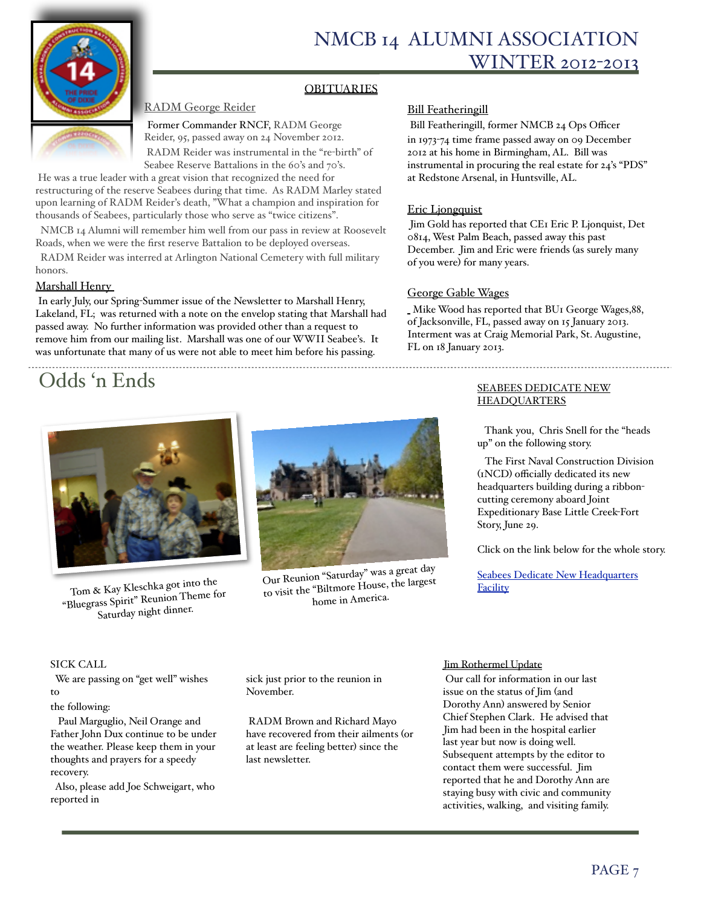# NMCB 14 ALUMNI ASSOCIATION
# WINTER 2012-2013

## OBITUARIES

### RADM George Reider

Former Commander RNCF, RADM George Reider, 95, passed away on 24 November 2012.

RADM Reider was instrumental in the "re-birth" of Seabee Reserve Battalions in the 60's and 70's.

He was a true leader with a great vision that recognized the need for restructuring of the reserve Seabees during that time. As RADM Marley stated upon learning of RADM Reider's death, "What a champion and inspiration for thousands of Seabees, particularly those who serve as "twice citizens".

NMCB 14 Alumni will remember him well from our pass in review at Roosevelt Roads, when we were the first reserve Battalion to be deployed overseas.

RADM Reider was interred at Arlington National Cemetery with full military honors.

### Marshall Henry

In early July, our Spring-Summer issue of the Newsletter to Marshall Henry, Lakeland, FL; was returned with a note on the envelop stating that Marshall had passed away. No further information was provided other than a request to remove him from our mailing list. Marshall was one of our WWII Seabee's. It was unfortunate that many of us were not able to meet him before his passing.

### Bill Featheringill

Bill Featheringill, former NMCB 24 Ops Officer in 1973-74 time frame passed away on 09 December 2012 at his home in Birmingham, AL. Bill was instrumental in procuring the real estate for 24's "PDS" at Redstone Arsenal, in Huntsville, AL.

### Eric Ljongquist

Jim Gold has reported that CE1 Eric P. Ljonquist, Det 0814, West Palm Beach, passed away this past December. Jim and Eric were friends (as surely many of you were) for many years.

### George Gable Wages

Mike Wood has reported that BU1 George Wages,88, of Jacksonville, FL, passed away on 15 January 2013. Interment was at Craig Memorial Park, St. Augustine, FL on 18 January 2013.

## Odds 'n Ends

Tom & Kay Kleschka got into the "Bluegrass Spirit" Reunion Theme for Saturday night dinner.

Our Reunion "Saturday" was a great day to visit the "Biltmore House, the largest home in America.

### SEABEES DEDICATE NEW HEADQUARTERS

Thank you, Chris Snell for the "heads up" on the following story.

The First Naval Construction Division (1NCD) officially dedicated its new headquarters building during a ribbon-cutting ceremony aboard Joint Expeditionary Base Little Creek-Fort Story, June 29.

Click on the link below for the whole story.

[Seabees Dedicate New Headquarters Facility]

### SICK CALL

We are passing on "get well" wishes to the following:

Paul Marguglio, Neil Orange and Father John Dux continue to be under the weather. Please keep them in your thoughts and prayers for a speedy recovery.

Also, please add Joe Schweigart, who reported in sick just prior to the reunion in November.

RADM Brown and Richard Mayo have recovered from their ailments (or at least are feeling better) since the last newsletter.

### Jim Rothermel Update

Our call for information in our last issue on the status of Jim (and Dorothy Ann) answered by Senior Chief Stephen Clark. He advised that Jim had been in the hospital earlier last year but now is doing well. Subsequent attempts by the editor to contact them were successful. Jim reported that he and Dorothy Ann are staying busy with civic and community activities, walking, and visiting family.